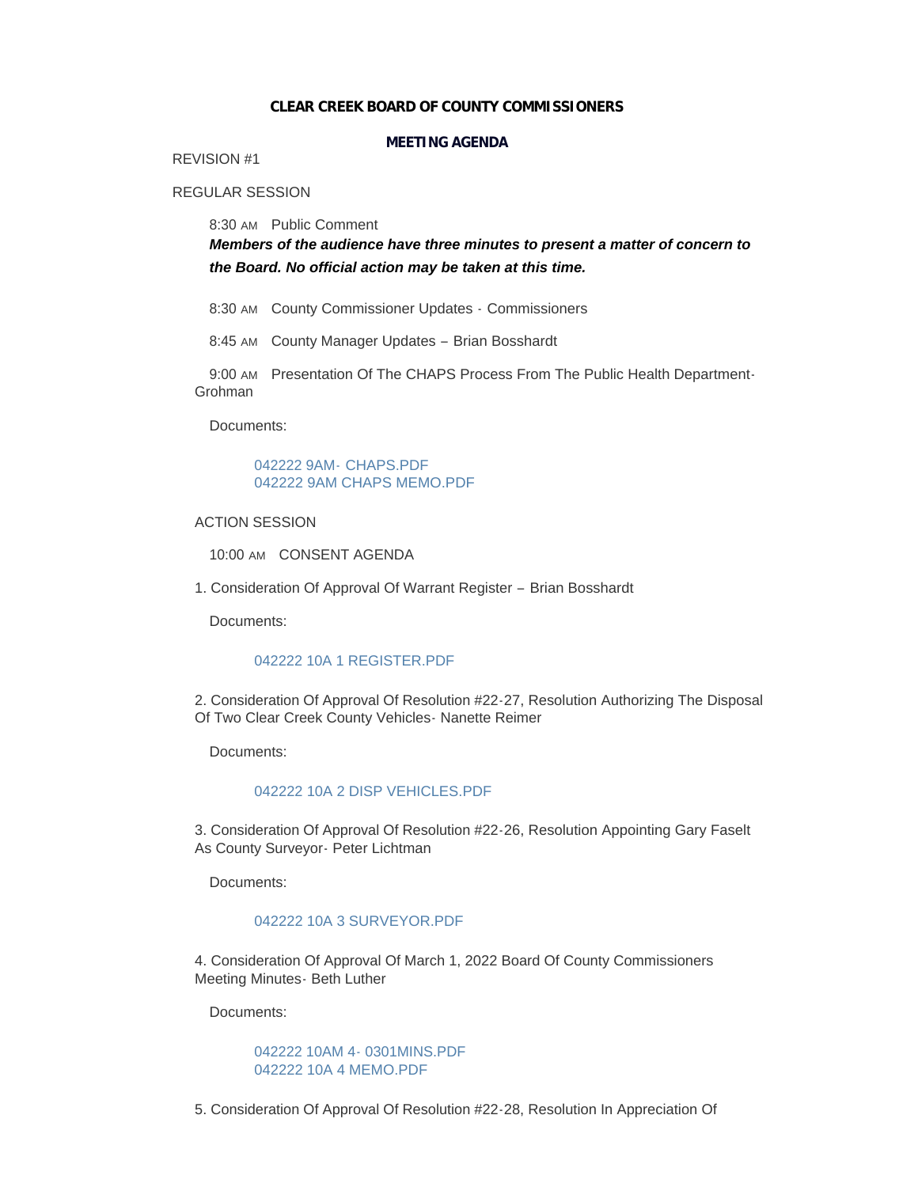# CLEAR CREEK BOARD OF COUNTY COMMISSIONERS

## MEETING AGENDA

REVISION #1

REGULAR SESSION

8:30 AM Public Comment

***Members of the audience have three minutes to present a matter of concern to the Board. No official action may be taken at this time.***

8:30 AM County Commissioner Updates - Commissioners

8:45 AM County Manager Updates – Brian Bosshardt

9:00 AM Presentation Of The CHAPS Process From The Public Health Department-Grohman

Documents:

042222 9AM- CHAPS.PDF
042222 9AM CHAPS MEMO.PDF

ACTION SESSION

10:00 AM CONSENT AGENDA

1. Consideration Of Approval Of Warrant Register – Brian Bosshardt

Documents:

042222 10A 1 REGISTER.PDF

2. Consideration Of Approval Of Resolution #22-27, Resolution Authorizing The Disposal Of Two Clear Creek County Vehicles- Nanette Reimer

Documents:

042222 10A 2 DISP VEHICLES.PDF

3. Consideration Of Approval Of Resolution #22-26, Resolution Appointing Gary Faselt As County Surveyor- Peter Lichtman

Documents:

042222 10A 3 SURVEYOR.PDF

4. Consideration Of Approval Of March 1, 2022 Board Of County Commissioners Meeting Minutes- Beth Luther

Documents:

042222 10AM 4- 0301MINS.PDF
042222 10A 4 MEMO.PDF

5. Consideration Of Approval Of Resolution #22-28, Resolution In Appreciation Of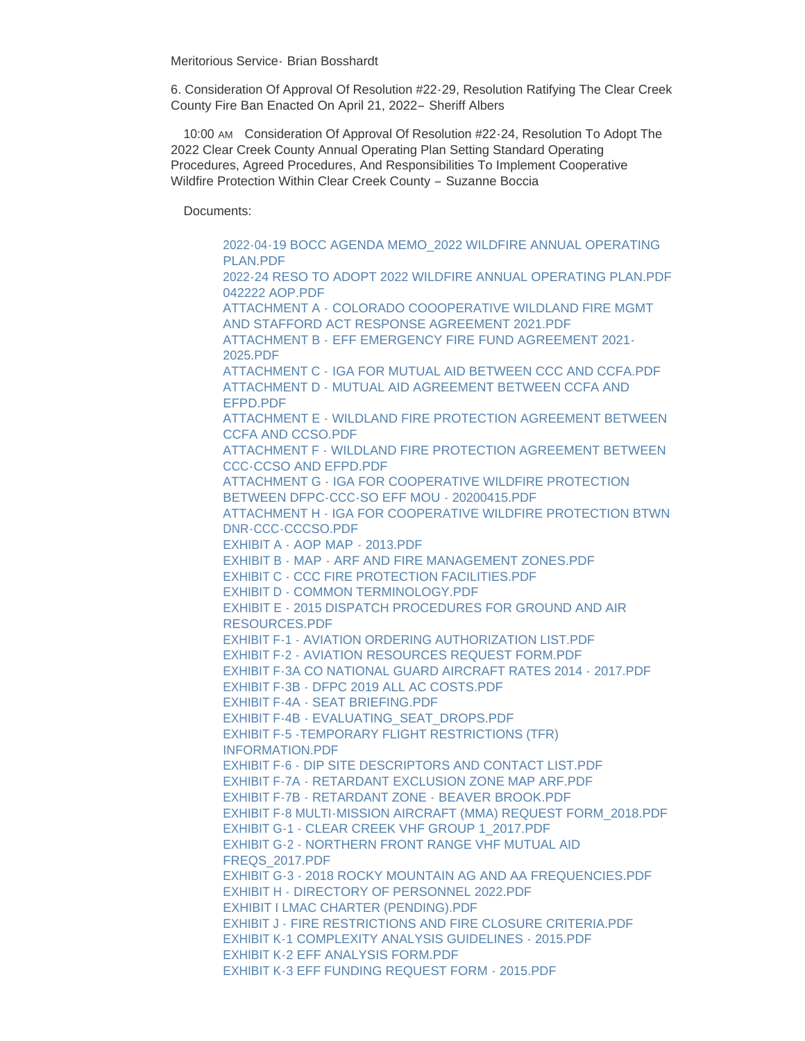Meritorious Service- Brian Bosshardt

6. Consideration Of Approval Of Resolution #22-29, Resolution Ratifying The Clear Creek County Fire Ban Enacted On April 21, 2022– Sheriff Albers

10:00 AM Consideration Of Approval Of Resolution #22-24, Resolution To Adopt The 2022 Clear Creek County Annual Operating Plan Setting Standard Operating Procedures, Agreed Procedures, And Responsibilities To Implement Cooperative Wildfire Protection Within Clear Creek County – Suzanne Boccia

Documents:

- 2022-04-19 BOCC AGENDA MEMO_2022 WILDFIRE ANNUAL OPERATING PLAN.PDF
- 2022-24 RESO TO ADOPT 2022 WILDFIRE ANNUAL OPERATING PLAN.PDF
- 042222 AOP.PDF
- ATTACHMENT A - COLORADO COOOPERATIVE WILDLAND FIRE MGMT AND STAFFORD ACT RESPONSE AGREEMENT 2021.PDF
- ATTACHMENT B - EFF EMERGENCY FIRE FUND AGREEMENT 2021-2025.PDF
- ATTACHMENT C - IGA FOR MUTUAL AID BETWEEN CCC AND CCFA.PDF
- ATTACHMENT D - MUTUAL AID AGREEMENT BETWEEN CCFA AND EFPD.PDF
- ATTACHMENT E - WILDLAND FIRE PROTECTION AGREEMENT BETWEEN CCFA AND CCSO.PDF
- ATTACHMENT F - WILDLAND FIRE PROTECTION AGREEMENT BETWEEN CCC-CCSO AND EFPD.PDF
- ATTACHMENT G - IGA FOR COOPERATIVE WILDFIRE PROTECTION BETWEEN DFPC-CCC-SO EFF MOU - 20200415.PDF
- ATTACHMENT H - IGA FOR COOPERATIVE WILDFIRE PROTECTION BTWN DNR-CCC-CCCSO.PDF
- EXHIBIT A - AOP MAP - 2013.PDF
- EXHIBIT B - MAP - ARF AND FIRE MANAGEMENT ZONES.PDF
- EXHIBIT C - CCC FIRE PROTECTION FACILITIES.PDF
- EXHIBIT D - COMMON TERMINOLOGY.PDF
- EXHIBIT E - 2015 DISPATCH PROCEDURES FOR GROUND AND AIR RESOURCES.PDF
- EXHIBIT F-1 - AVIATION ORDERING AUTHORIZATION LIST.PDF
- EXHIBIT F-2 - AVIATION RESOURCES REQUEST FORM.PDF
- EXHIBIT F-3A CO NATIONAL GUARD AIRCRAFT RATES 2014 - 2017.PDF
- EXHIBIT F-3B - DFPC 2019 ALL AC COSTS.PDF
- EXHIBIT F-4A - SEAT BRIEFING.PDF
- EXHIBIT F-4B - EVALUATING_SEAT_DROPS.PDF
- EXHIBIT F-5 -TEMPORARY FLIGHT RESTRICTIONS (TFR) INFORMATION.PDF
- EXHIBIT F-6 - DIP SITE DESCRIPTORS AND CONTACT LIST.PDF
- EXHIBIT F-7A - RETARDANT EXCLUSION ZONE MAP ARF.PDF
- EXHIBIT F-7B - RETARDANT ZONE - BEAVER BROOK.PDF
- EXHIBIT F-8 MULTI-MISSION AIRCRAFT (MMA) REQUEST FORM_2018.PDF
- EXHIBIT G-1 - CLEAR CREEK VHF GROUP 1_2017.PDF
- EXHIBIT G-2 - NORTHERN FRONT RANGE VHF MUTUAL AID FREQS_2017.PDF
- EXHIBIT G-3 - 2018 ROCKY MOUNTAIN AG AND AA FREQUENCIES.PDF
- EXHIBIT H - DIRECTORY OF PERSONNEL 2022.PDF
- EXHIBIT I LMAC CHARTER (PENDING).PDF
- EXHIBIT J - FIRE RESTRICTIONS AND FIRE CLOSURE CRITERIA.PDF
- EXHIBIT K-1 COMPLEXITY ANALYSIS GUIDELINES - 2015.PDF
- EXHIBIT K-2 EFF ANALYSIS FORM.PDF
- EXHIBIT K-3 EFF FUNDING REQUEST FORM - 2015.PDF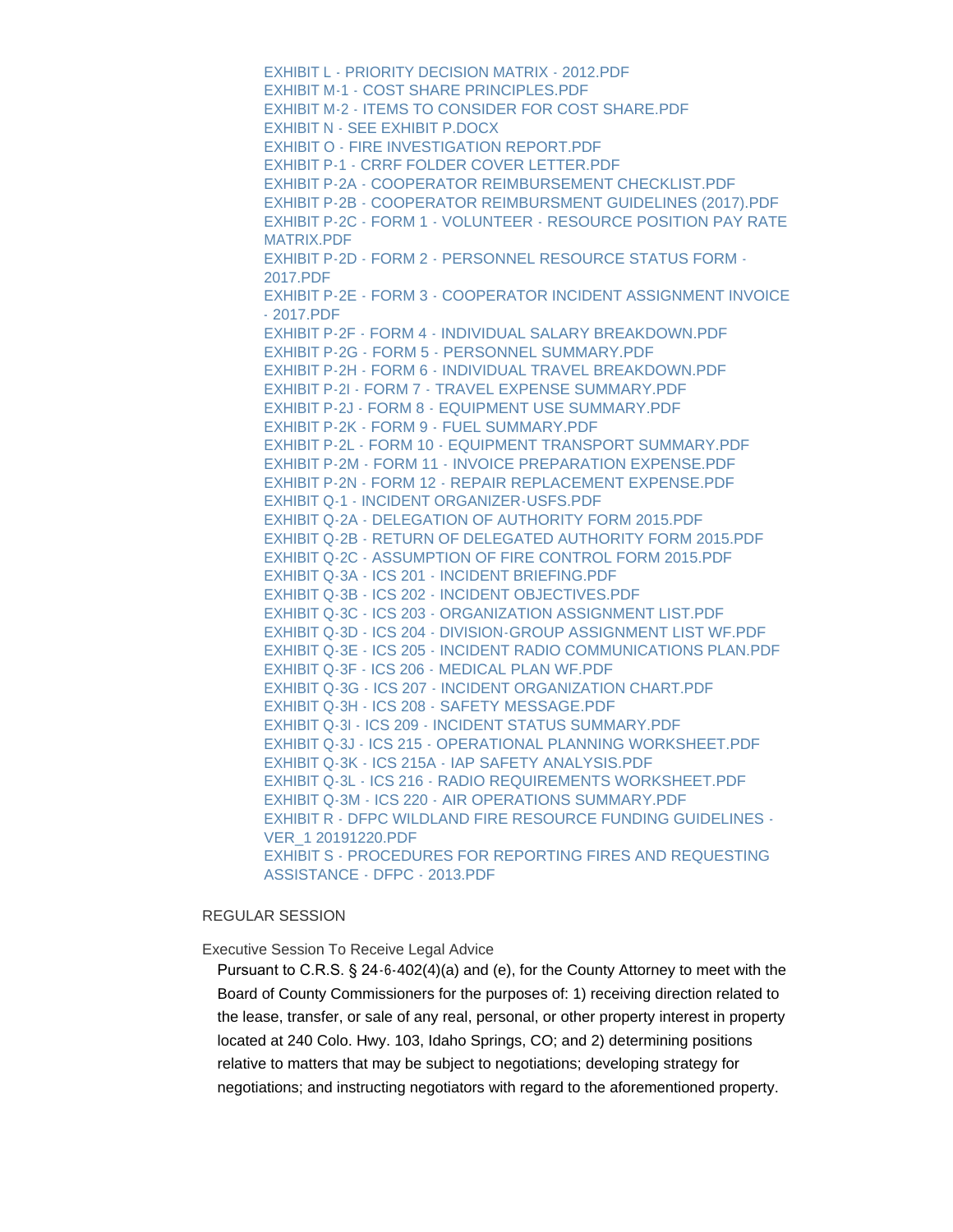EXHIBIT L - PRIORITY DECISION MATRIX - 2012.PDF
EXHIBIT M-1 - COST SHARE PRINCIPLES.PDF
EXHIBIT M-2 - ITEMS TO CONSIDER FOR COST SHARE.PDF
EXHIBIT N - SEE EXHIBIT P.DOCX
EXHIBIT O - FIRE INVESTIGATION REPORT.PDF
EXHIBIT P-1 - CRRF FOLDER COVER LETTER.PDF
EXHIBIT P-2A - COOPERATOR REIMBURSEMENT CHECKLIST.PDF
EXHIBIT P-2B - COOPERATOR REIMBURSMENT GUIDELINES (2017).PDF
EXHIBIT P-2C - FORM 1 - VOLUNTEER - RESOURCE POSITION PAY RATE MATRIX.PDF
EXHIBIT P-2D - FORM 2 - PERSONNEL RESOURCE STATUS FORM - 2017.PDF
EXHIBIT P-2E - FORM 3 - COOPERATOR INCIDENT ASSIGNMENT INVOICE - 2017.PDF
EXHIBIT P-2F - FORM 4 - INDIVIDUAL SALARY BREAKDOWN.PDF
EXHIBIT P-2G - FORM 5 - PERSONNEL SUMMARY.PDF
EXHIBIT P-2H - FORM 6 - INDIVIDUAL TRAVEL BREAKDOWN.PDF
EXHIBIT P-2I - FORM 7 - TRAVEL EXPENSE SUMMARY.PDF
EXHIBIT P-2J - FORM 8 - EQUIPMENT USE SUMMARY.PDF
EXHIBIT P-2K - FORM 9 - FUEL SUMMARY.PDF
EXHIBIT P-2L - FORM 10 - EQUIPMENT TRANSPORT SUMMARY.PDF
EXHIBIT P-2M - FORM 11 - INVOICE PREPARATION EXPENSE.PDF
EXHIBIT P-2N - FORM 12 - REPAIR REPLACEMENT EXPENSE.PDF
EXHIBIT Q-1 - INCIDENT ORGANIZER-USFS.PDF
EXHIBIT Q-2A - DELEGATION OF AUTHORITY FORM 2015.PDF
EXHIBIT Q-2B - RETURN OF DELEGATED AUTHORITY FORM 2015.PDF
EXHIBIT Q-2C - ASSUMPTION OF FIRE CONTROL FORM 2015.PDF
EXHIBIT Q-3A - ICS 201 - INCIDENT BRIEFING.PDF
EXHIBIT Q-3B - ICS 202 - INCIDENT OBJECTIVES.PDF
EXHIBIT Q-3C - ICS 203 - ORGANIZATION ASSIGNMENT LIST.PDF
EXHIBIT Q-3D - ICS 204 - DIVISION-GROUP ASSIGNMENT LIST WF.PDF
EXHIBIT Q-3E - ICS 205 - INCIDENT RADIO COMMUNICATIONS PLAN.PDF
EXHIBIT Q-3F - ICS 206 - MEDICAL PLAN WF.PDF
EXHIBIT Q-3G - ICS 207 - INCIDENT ORGANIZATION CHART.PDF
EXHIBIT Q-3H - ICS 208 - SAFETY MESSAGE.PDF
EXHIBIT Q-3I - ICS 209 - INCIDENT STATUS SUMMARY.PDF
EXHIBIT Q-3J - ICS 215 - OPERATIONAL PLANNING WORKSHEET.PDF
EXHIBIT Q-3K - ICS 215A - IAP SAFETY ANALYSIS.PDF
EXHIBIT Q-3L - ICS 216 - RADIO REQUIREMENTS WORKSHEET.PDF
EXHIBIT Q-3M - ICS 220 - AIR OPERATIONS SUMMARY.PDF
EXHIBIT R - DFPC WILDLAND FIRE RESOURCE FUNDING GUIDELINES - VER_1 20191220.PDF
EXHIBIT S - PROCEDURES FOR REPORTING FIRES AND REQUESTING ASSISTANCE - DFPC - 2013.PDF

## REGULAR SESSION

### Executive Session To Receive Legal Advice

Pursuant to C.R.S. § 24-6-402(4)(a) and (e), for the County Attorney to meet with the Board of County Commissioners for the purposes of: 1) receiving direction related to the lease, transfer, or sale of any real, personal, or other property interest in property located at 240 Colo. Hwy. 103, Idaho Springs, CO; and 2) determining positions relative to matters that may be subject to negotiations; developing strategy for negotiations; and instructing negotiators with regard to the aforementioned property.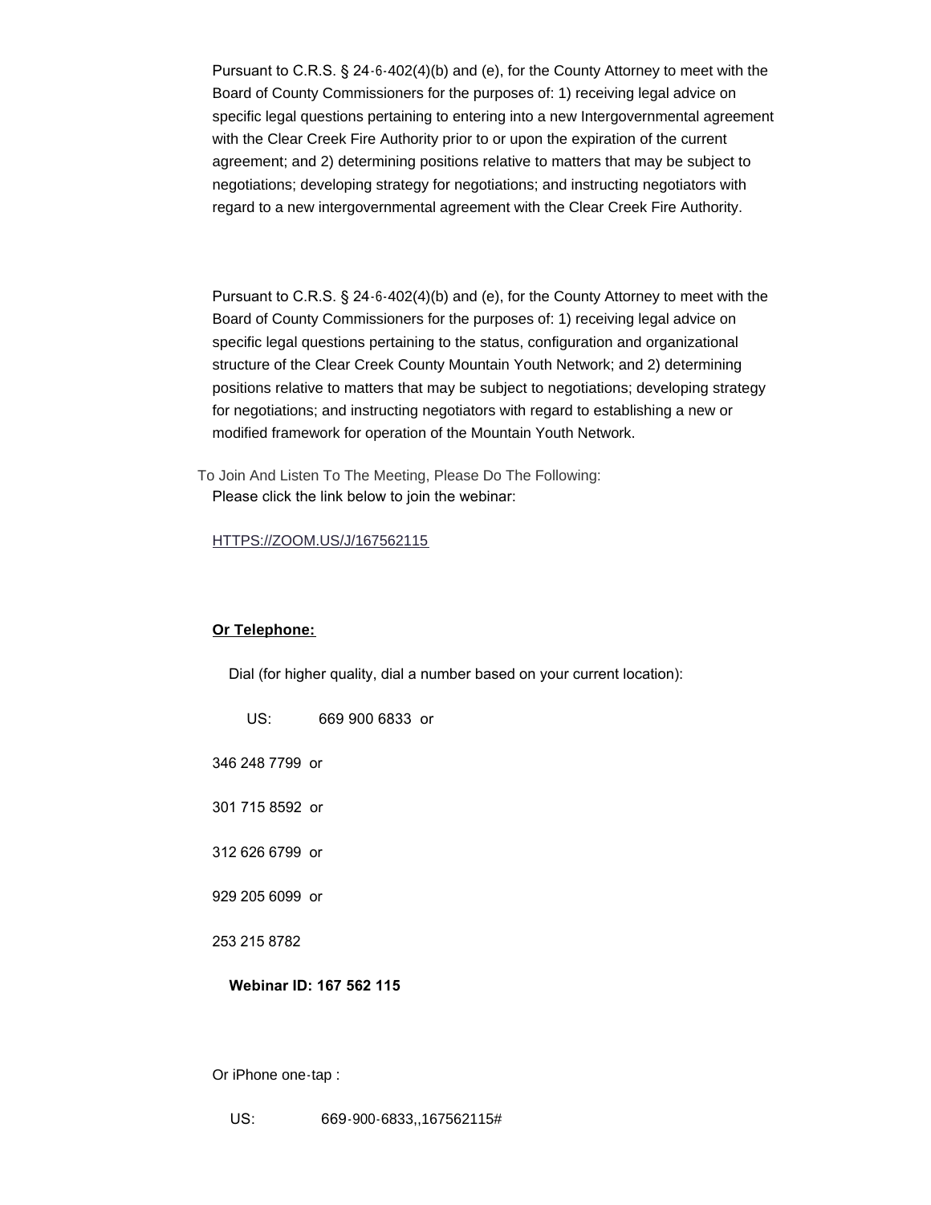Pursuant to C.R.S. § 24-6-402(4)(b) and (e), for the County Attorney to meet with the Board of County Commissioners for the purposes of: 1) receiving legal advice on specific legal questions pertaining to entering into a new Intergovernmental agreement with the Clear Creek Fire Authority prior to or upon the expiration of the current agreement; and 2) determining positions relative to matters that may be subject to negotiations; developing strategy for negotiations; and instructing negotiators with regard to a new intergovernmental agreement with the Clear Creek Fire Authority.

Pursuant to C.R.S. § 24-6-402(4)(b) and (e), for the County Attorney to meet with the Board of County Commissioners for the purposes of: 1) receiving legal advice on specific legal questions pertaining to the status, configuration and organizational structure of the Clear Creek County Mountain Youth Network; and 2) determining positions relative to matters that may be subject to negotiations; developing strategy for negotiations; and instructing negotiators with regard to establishing a new or modified framework for operation of the Mountain Youth Network.

To Join And Listen To The Meeting, Please Do The Following:

Please click the link below to join the webinar:

HTTPS://ZOOM.US/J/167562115

**Or Telephone:**

Dial (for higher quality, dial a number based on your current location):

US: 669 900 6833 or

346 248 7799 or

301 715 8592 or

312 626 6799 or

929 205 6099 or

253 215 8782

**Webinar ID: 167 562 115**

Or iPhone one-tap :

US: 669-900-6833,,167562115#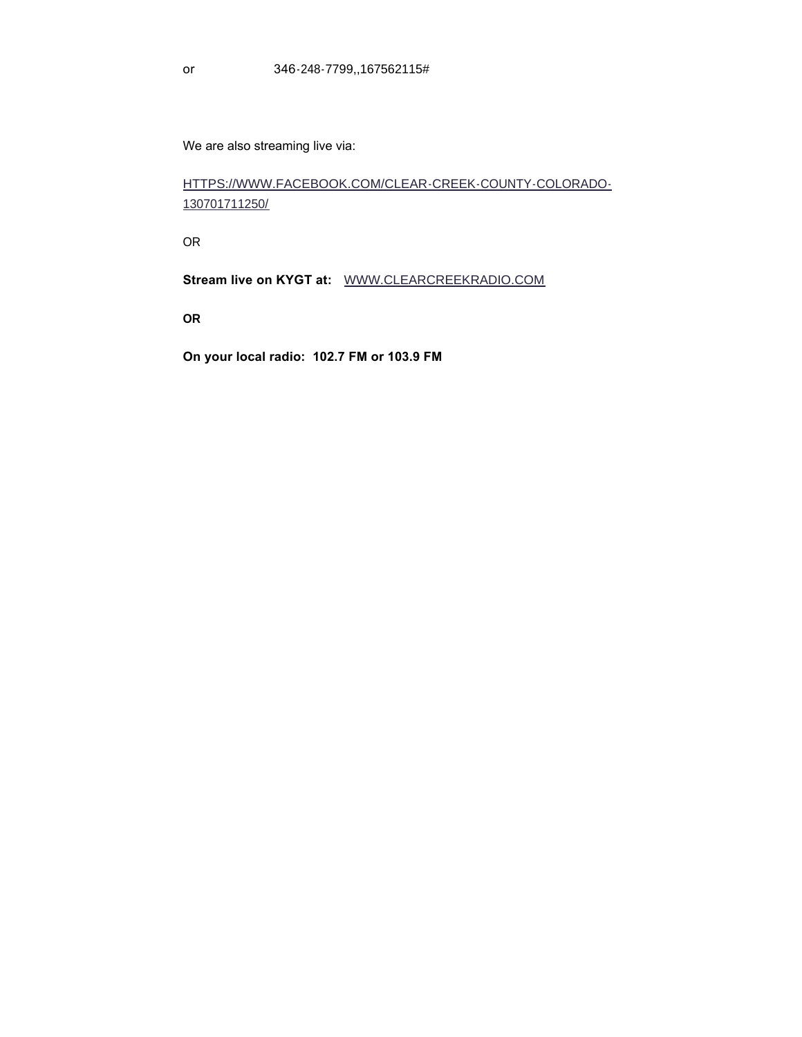or 346-248-7799,,167562115#

We are also streaming live via:

HTTPS://WWW.FACEBOOK.COM/CLEAR-CREEK-COUNTY-COLORADO-130701711250/

OR

**Stream live on KYGT at:** WWW.CLEARCREEKRADIO.COM

**OR**

**On your local radio: 102.7 FM or 103.9 FM**